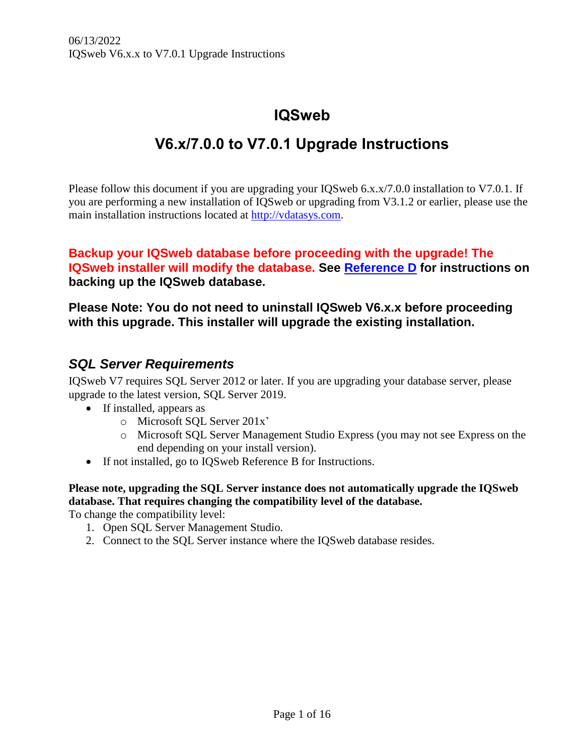06/13/2022
IQSweb V6.x.x to V7.0.1 Upgrade Instructions

# IQSweb

# V6.x/7.0.0 to V7.0.1 Upgrade Instructions

Please follow this document if you are upgrading your IQSweb 6.x.x/7.0.0 installation to V7.0.1. If you are performing a new installation of IQSweb or upgrading from V3.1.2 or earlier, please use the main installation instructions located at [http://vdatasys.com](http://vdatasys.com).

**Backup your IQSweb database before proceeding with the upgrade! The IQSweb installer will modify the database. See [Reference D](#) for instructions on backing up the IQSweb database.**

**Please Note: You do not need to uninstall IQSweb V6.x.x before proceeding with this upgrade. This installer will upgrade the existing installation.**

## *SQL Server Requirements*

IQSweb V7 requires SQL Server 2012 or later. If you are upgrading your database server, please upgrade to the latest version, SQL Server 2019.

- If installed, appears as
  - Microsoft SQL Server 201x'
  - Microsoft SQL Server Management Studio Express (you may not see Express on the end depending on your install version).
- If not installed, go to IQSweb Reference B for Instructions.

**Please note, upgrading the SQL Server instance does not automatically upgrade the IQSweb database. That requires changing the compatibility level of the database.**

To change the compatibility level:

1. Open SQL Server Management Studio.
2. Connect to the SQL Server instance where the IQSweb database resides.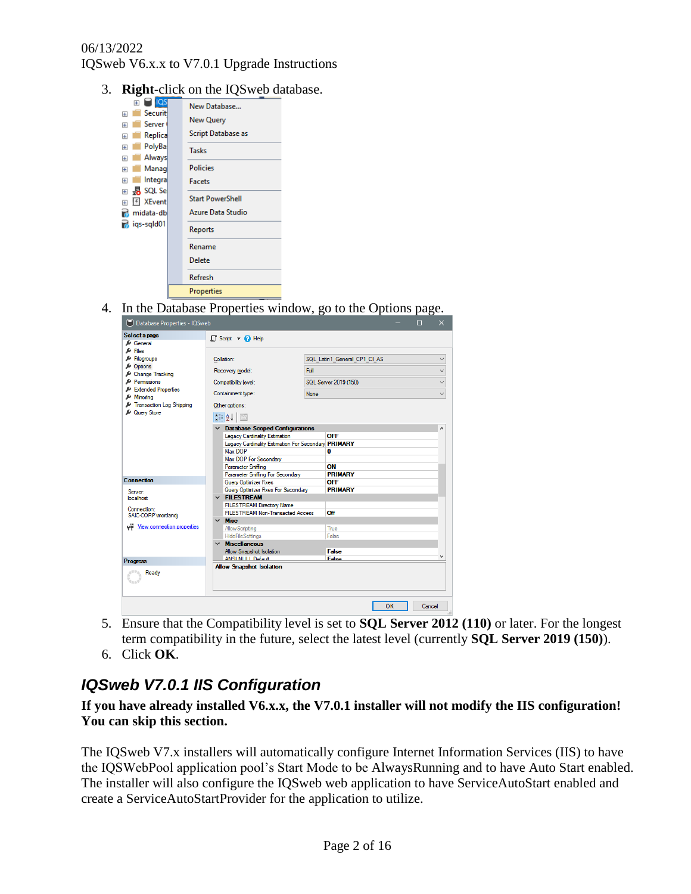3. **Right**-click on the IQSweb database.

4. In the Database Properties window, go to the Options page.

5. Ensure that the Compatibility level is set to **SQL Server 2012 (110)** or later. For the longest term compatibility in the future, select the latest level (currently **SQL Server 2019 (150)**).
6. Click **OK**.

## *IQSweb V7.0.1 IIS Configuration*

**If you have already installed V6.x.x, the V7.0.1 installer will not modify the IIS configuration! You can skip this section.**

The IQSweb V7.x installers will automatically configure Internet Information Services (IIS) to have the IQSWebPool application pool's Start Mode to be AlwaysRunning and to have Auto Start enabled. The installer will also configure the IQSweb web application to have ServiceAutoStart enabled and create a ServiceAutoStartProvider for the application to utilize.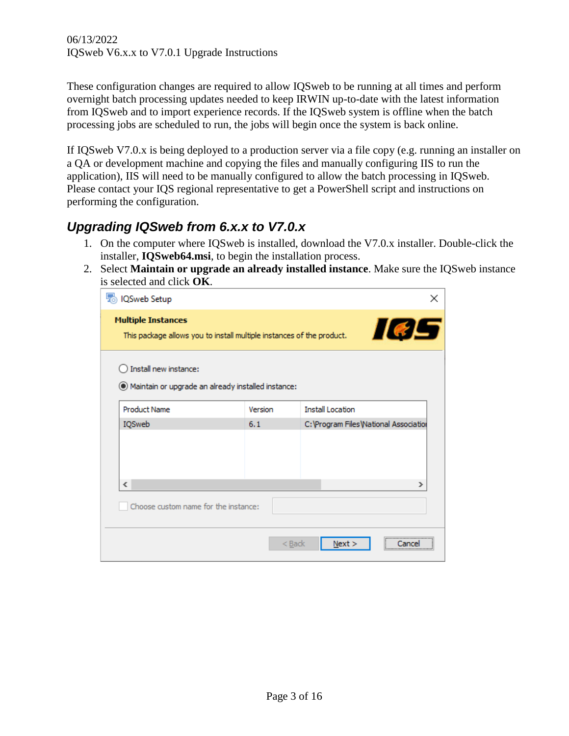These configuration changes are required to allow IQSweb to be running at all times and perform overnight batch processing updates needed to keep IRWIN up-to-date with the latest information from IQSweb and to import experience records. If the IQSweb system is offline when the batch processing jobs are scheduled to run, the jobs will begin once the system is back online.

If IQSweb V7.0.x is being deployed to a production server via a file copy (e.g. running an installer on a QA or development machine and copying the files and manually configuring IIS to run the application), IIS will need to be manually configured to allow the batch processing in IQSweb. Please contact your IQS regional representative to get a PowerShell script and instructions on performing the configuration.

## *Upgrading IQSweb from 6.x.x to V7.0.x*

1. On the computer where IQSweb is installed, download the V7.0.x installer. Double-click the installer, **IQSweb64.msi**, to begin the installation process.
2. Select **Maintain or upgrade an already installed instance**. Make sure the IQSweb instance is selected and click **OK**.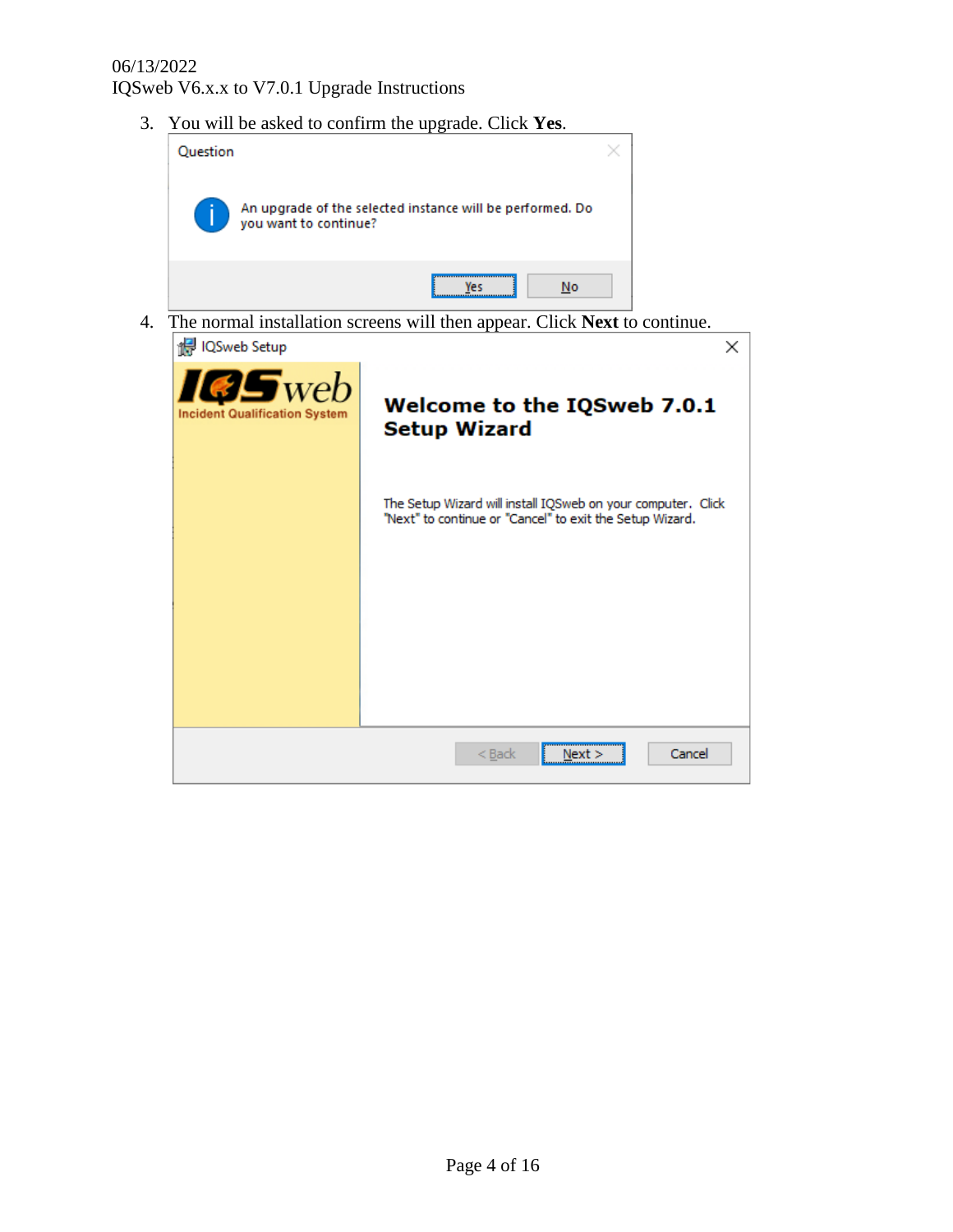3. You will be asked to confirm the upgrade. Click **Yes**.

Question

An upgrade of the selected instance will be performed. Do you want to continue?

Yes | No

4. The normal installation screens will then appear. Click **Next** to continue.

IQSweb Setup

IQSweb Incident Qualification System

**Welcome to the IQSweb 7.0.1 Setup Wizard**

The Setup Wizard will install IQSweb on your computer. Click "Next" to continue or "Cancel" to exit the Setup Wizard.

< Back | Next > | Cancel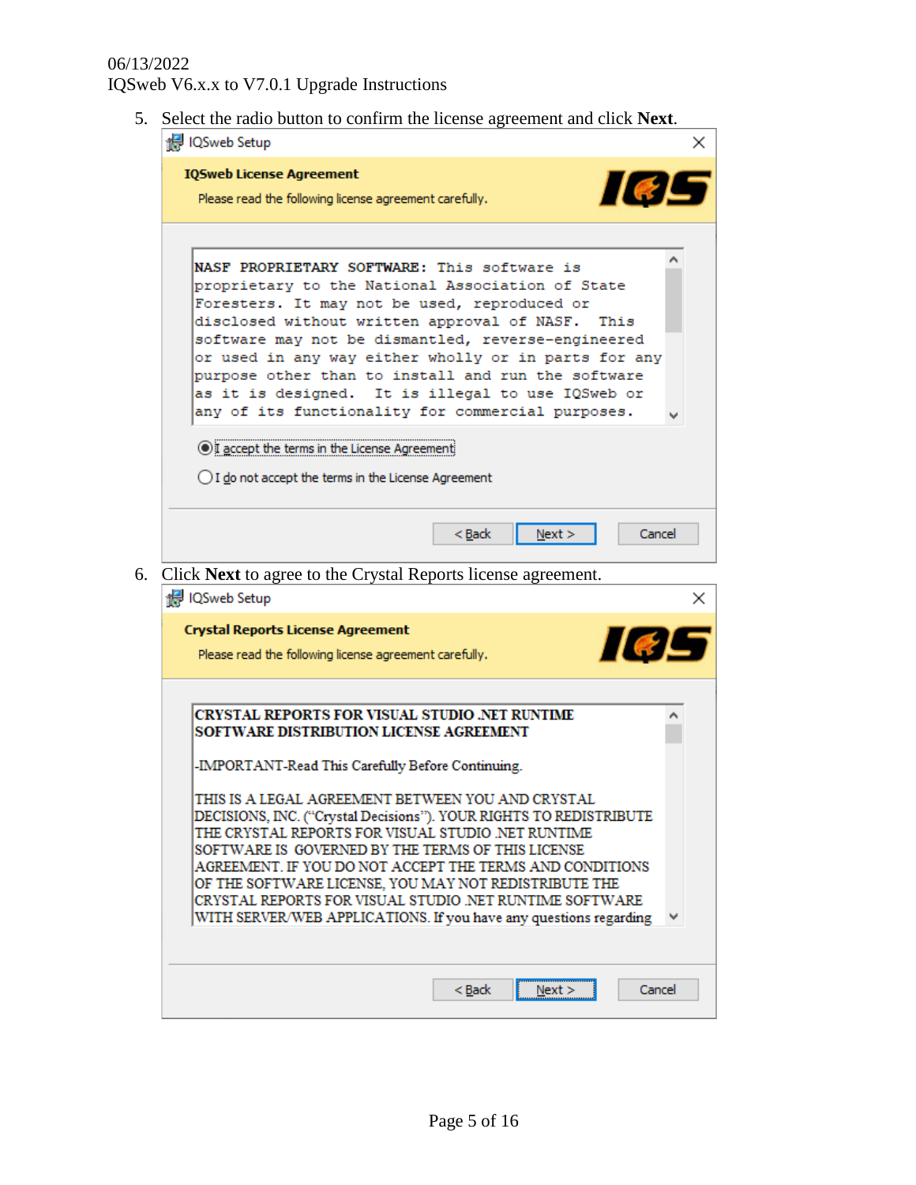5. Select the radio button to confirm the license agreement and click **Next**.

IQSweb Setup

**IQSweb License Agreement**

Please read the following license agreement carefully.

NASF PROPRIETARY SOFTWARE: This software is proprietary to the National Association of State Foresters. It may not be used, reproduced or disclosed without written approval of NASF. This software may not be dismantled, reverse-engineered or used in any way either wholly or in parts for any purpose other than to install and run the software as it is designed. It is illegal to use IQSweb or any of its functionality for commercial purposes.

(•) I accept the terms in the License Agreement

( ) I do not accept the terms in the License Agreement

< Back | Next > | Cancel

6. Click **Next** to agree to the Crystal Reports license agreement.

IQSweb Setup

**Crystal Reports License Agreement**

Please read the following license agreement carefully.

CRYSTAL REPORTS FOR VISUAL STUDIO .NET RUNTIME SOFTWARE DISTRIBUTION LICENSE AGREEMENT

-IMPORTANT-Read This Carefully Before Continuing.

THIS IS A LEGAL AGREEMENT BETWEEN YOU AND CRYSTAL DECISIONS, INC. ("Crystal Decisions"). YOUR RIGHTS TO REDISTRIBUTE THE CRYSTAL REPORTS FOR VISUAL STUDIO .NET RUNTIME SOFTWARE IS GOVERNED BY THE TERMS OF THIS LICENSE AGREEMENT. IF YOU DO NOT ACCEPT THE TERMS AND CONDITIONS OF THE SOFTWARE LICENSE, YOU MAY NOT REDISTRIBUTE THE CRYSTAL REPORTS FOR VISUAL STUDIO .NET RUNTIME SOFTWARE WITH SERVER/WEB APPLICATIONS. If you have any questions regarding

< Back | Next > | Cancel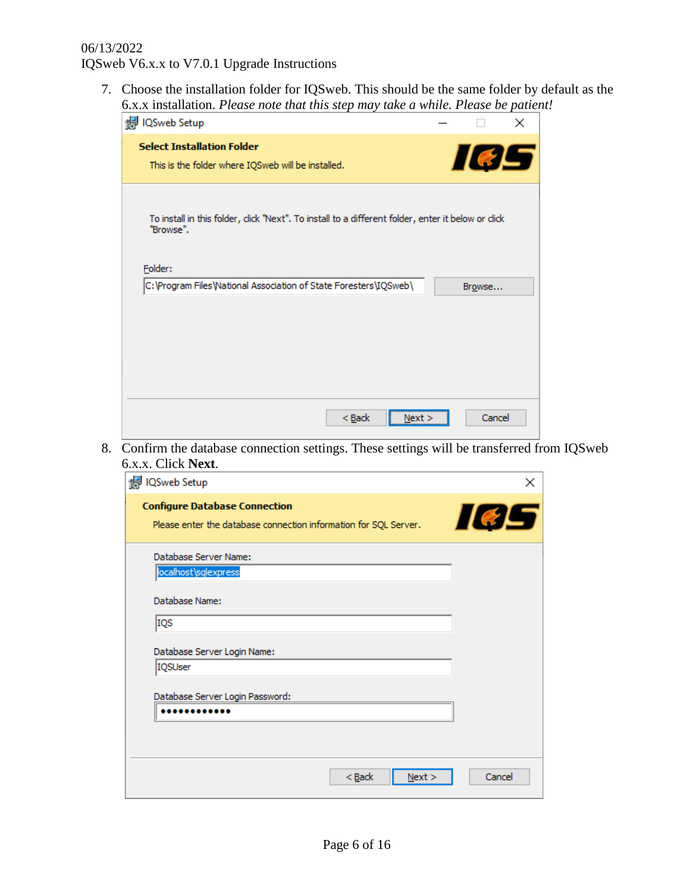7. Choose the installation folder for IQSweb. This should be the same folder by default as the 6.x.x installation. *Please note that this step may take a while. Please be patient!*

   IQSweb Setup

   **Select Installation Folder**

   This is the folder where IQSweb will be installed.

   To install in this folder, click "Next". To install to a different folder, enter it below or click "Browse".

   Folder:

   C:\Program Files\National Association of State Foresters\IQSweb\

   Browse...

   < Back | Next > | Cancel

8. Confirm the database connection settings. These settings will be transferred from IQSweb 6.x.x. Click **Next**.

   IQSweb Setup

   **Configure Database Connection**

   Please enter the database connection information for SQL Server.

   Database Server Name:

   localhost\sqlexpress

   Database Name:

   IQS

   Database Server Login Name:

   IQSUser

   Database Server Login Password:

   ••••••••••••

   < Back | Next > | Cancel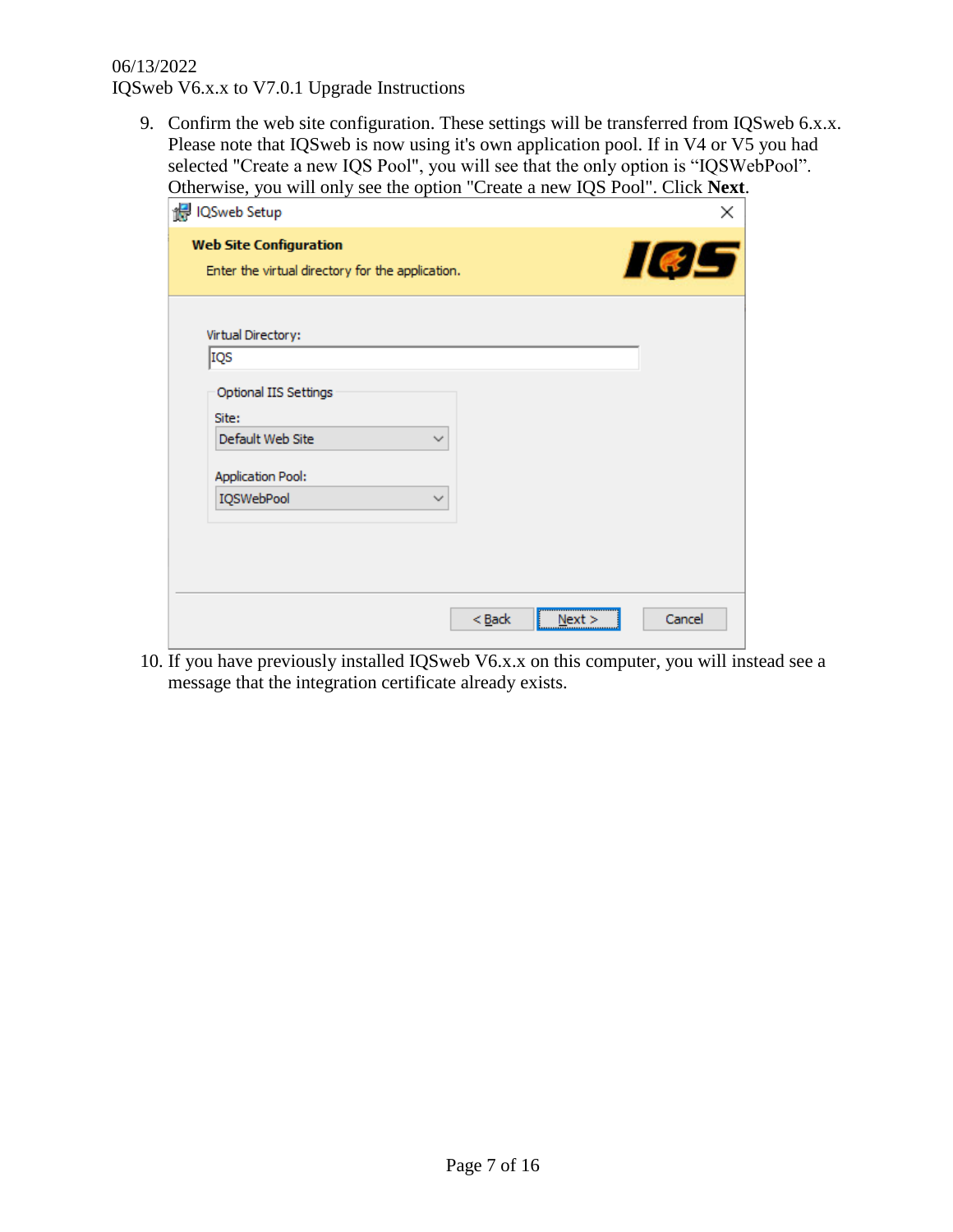9. Confirm the web site configuration. These settings will be transferred from IQSweb 6.x.x. Please note that IQSweb is now using it's own application pool. If in V4 or V5 you had selected "Create a new IQS Pool", you will see that the only option is “IQSWebPool”. Otherwise, you will only see the option "Create a new IQS Pool". Click **Next**.

10. If you have previously installed IQSweb V6.x.x on this computer, you will instead see a message that the integration certificate already exists.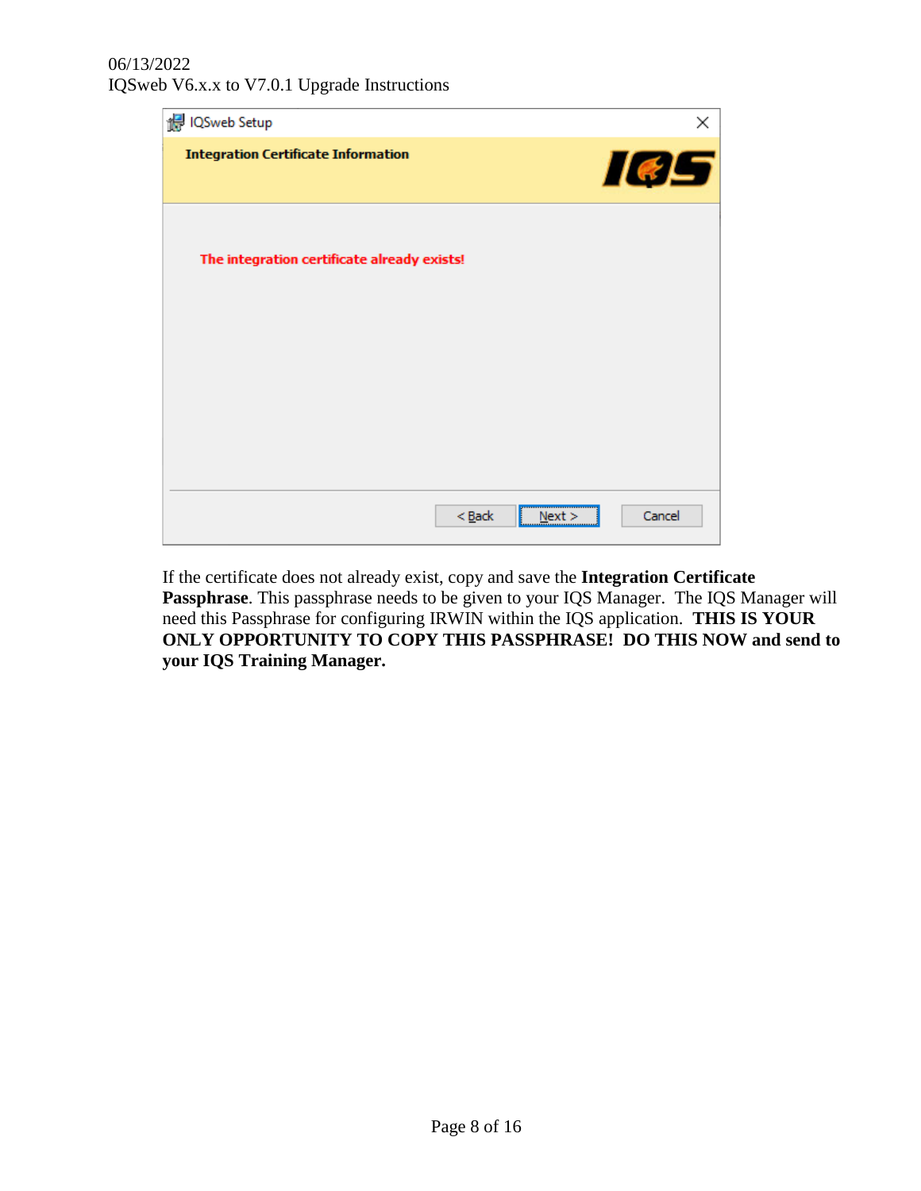IQSweb Setup

**Integration Certificate Information**

The integration certificate already exists!

< Back | Next > | Cancel

If the certificate does not already exist, copy and save the **Integration Certificate Passphrase**. This passphrase needs to be given to your IQS Manager. The IQS Manager will need this Passphrase for configuring IRWIN within the IQS application. **THIS IS YOUR ONLY OPPORTUNITY TO COPY THIS PASSPHRASE! DO THIS NOW and send to your IQS Training Manager.**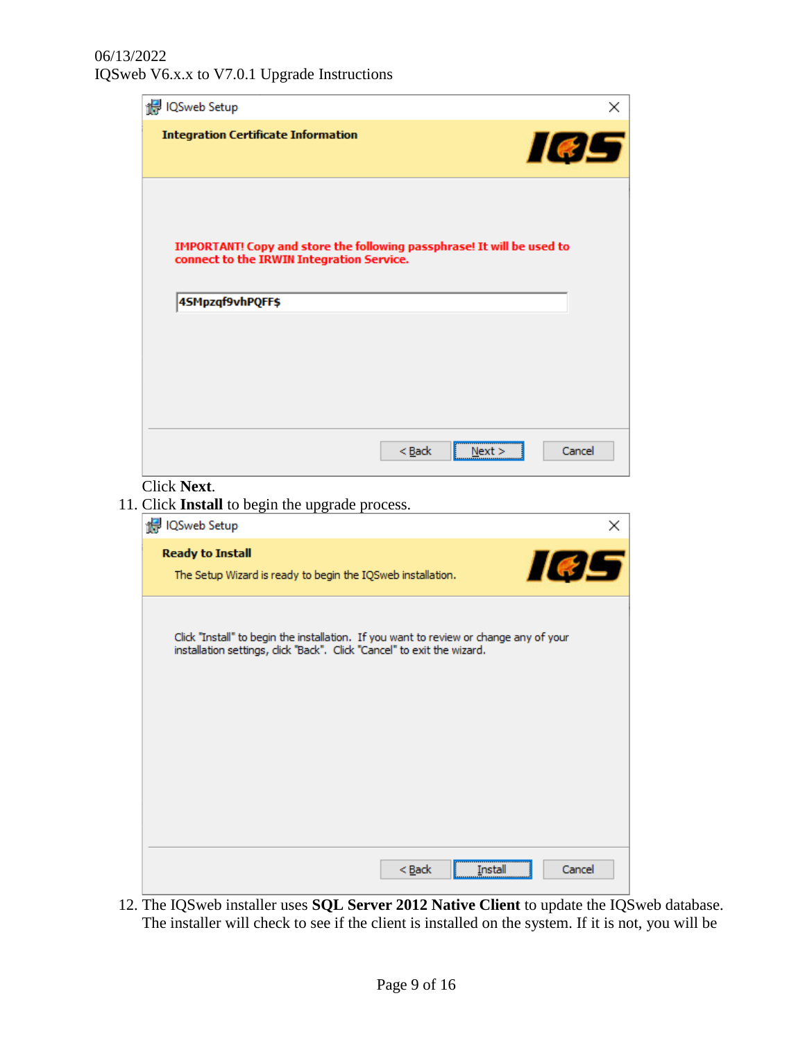IQSweb Setup

**Integration Certificate Information**

IMPORTANT! Copy and store the following passphrase! It will be used to connect to the IRWIN Integration Service.

4SMpzqf9vhPQFF$

< Back | Next > | Cancel

Click **Next**.

11. Click **Install** to begin the upgrade process.

IQSweb Setup

**Ready to Install**

The Setup Wizard is ready to begin the IQSweb installation.

Click "Install" to begin the installation. If you want to review or change any of your installation settings, click "Back". Click "Cancel" to exit the wizard.

< Back | Install | Cancel

12. The IQSweb installer uses **SQL Server 2012 Native Client** to update the IQSweb database. The installer will check to see if the client is installed on the system. If it is not, you will be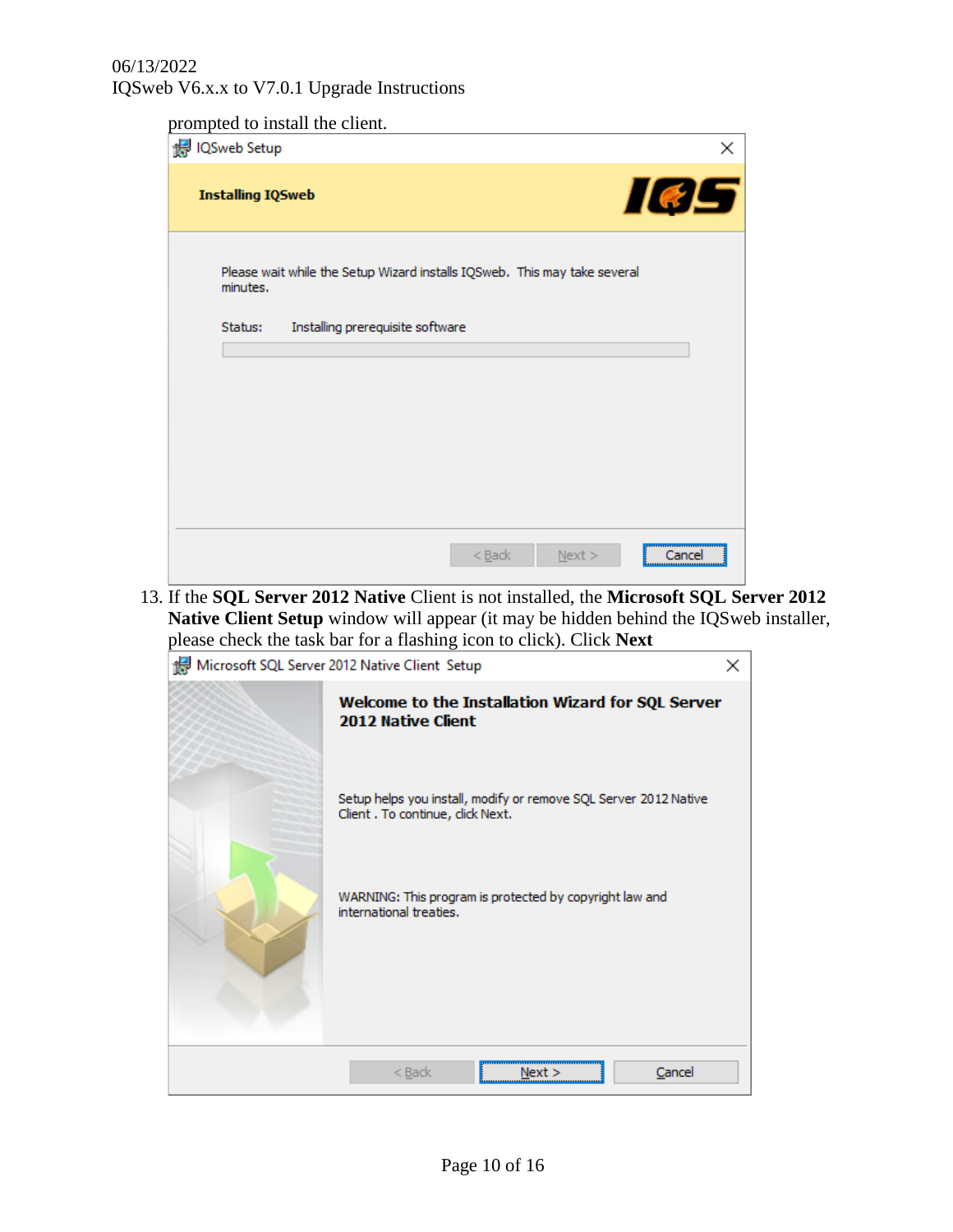prompted to install the client.

13. If the **SQL Server 2012 Native** Client is not installed, the **Microsoft SQL Server 2012 Native Client Setup** window will appear (it may be hidden behind the IQSweb installer, please check the task bar for a flashing icon to click). Click **Next**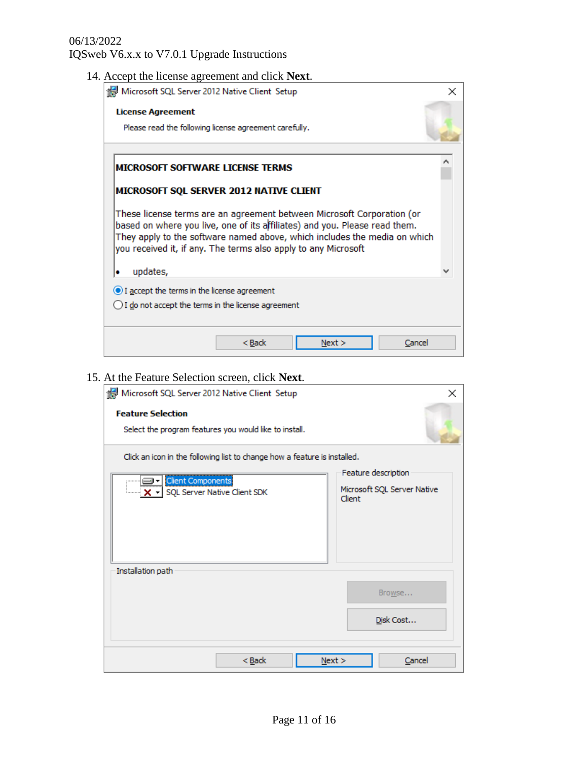14. Accept the license agreement and click **Next**.

15. At the Feature Selection screen, click **Next**.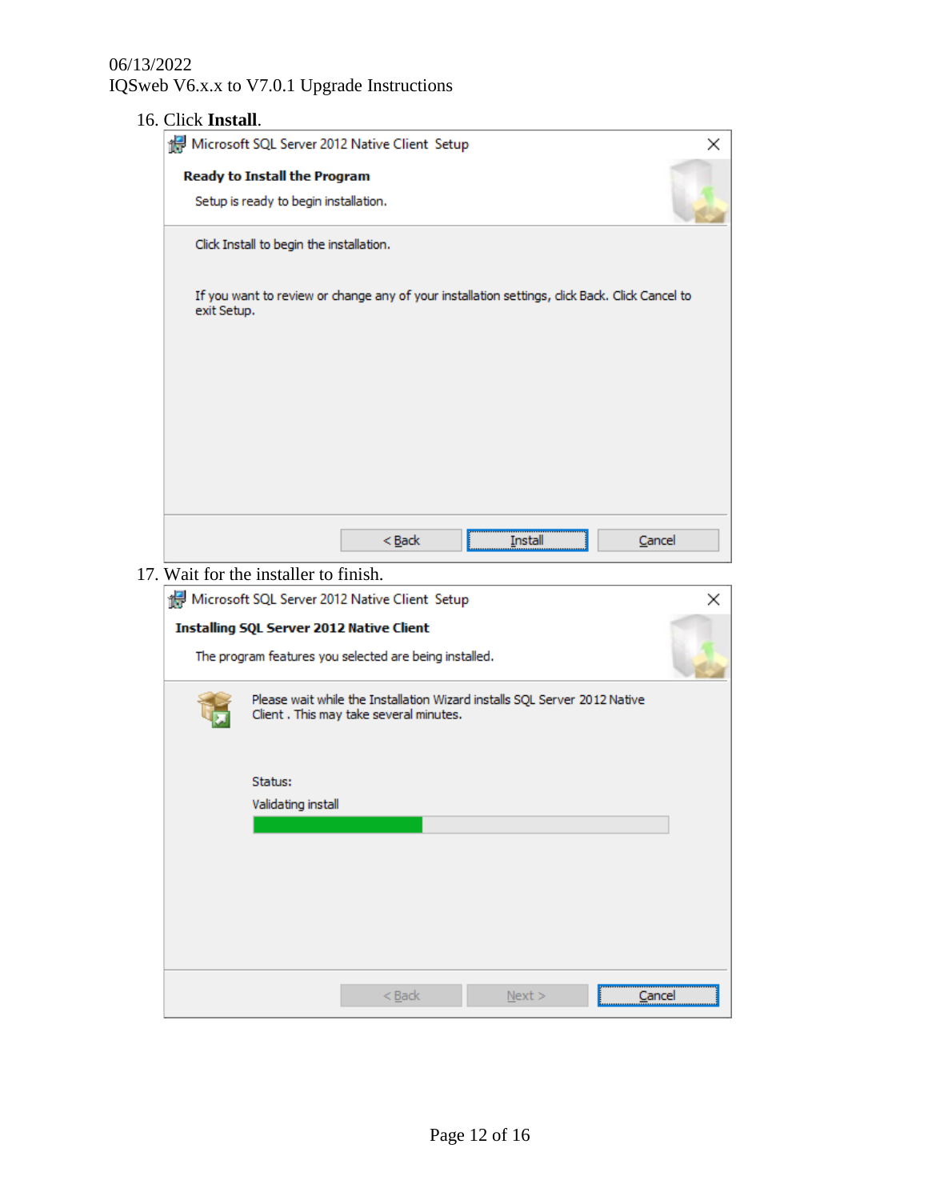16. Click **Install**.

Microsoft SQL Server 2012 Native Client Setup

**Ready to Install the Program**

Setup is ready to begin installation.

Click Install to begin the installation.

If you want to review or change any of your installation settings, click Back. Click Cancel to exit Setup.

< Back | Install | Cancel

17. Wait for the installer to finish.

Microsoft SQL Server 2012 Native Client Setup

**Installing SQL Server 2012 Native Client**

The program features you selected are being installed.

Please wait while the Installation Wizard installs SQL Server 2012 Native Client . This may take several minutes.

Status:

Validating install

< Back | Next > | Cancel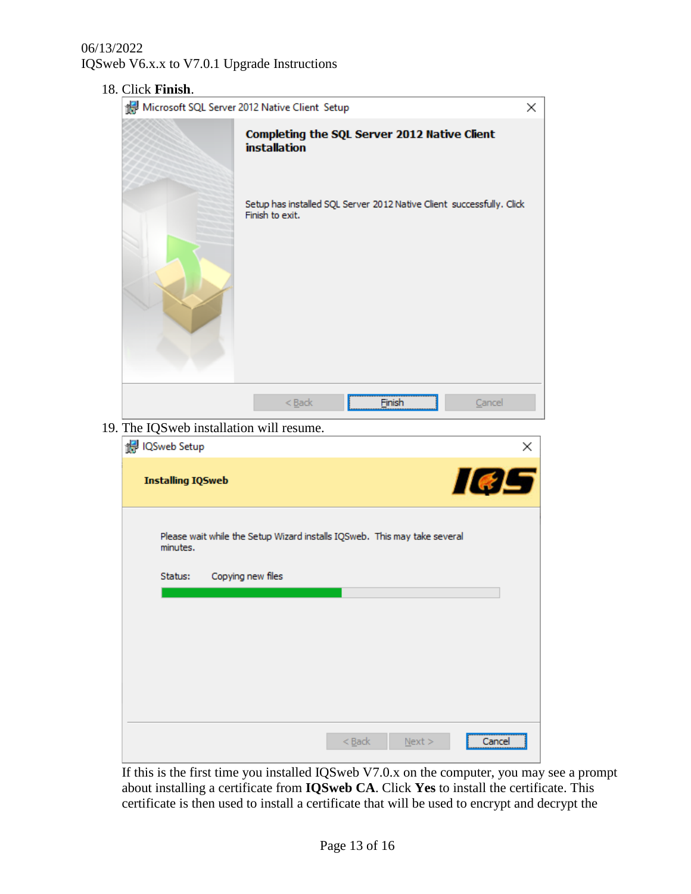18. Click **Finish**.

19. The IQSweb installation will resume.

If this is the first time you installed IQSweb V7.0.x on the computer, you may see a prompt about installing a certificate from **IQSweb CA**. Click **Yes** to install the certificate. This certificate is then used to install a certificate that will be used to encrypt and decrypt the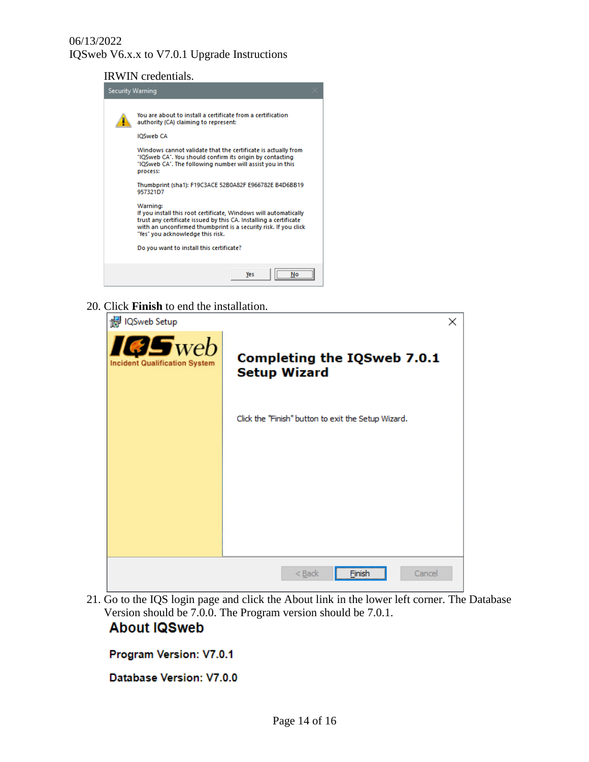IRWIN credentials.

Security Warning

You are about to install a certificate from a certification authority (CA) claiming to represent:

IQSweb CA

Windows cannot validate that the certificate is actually from "IQSweb CA". You should confirm its origin by contacting "IQSweb CA". The following number will assist you in this process:

Thumbprint (sha1): F19C3ACE 52B0A82F E966782E B4D6BB19 957321D7

Warning:
If you install this root certificate, Windows will automatically trust any certificate issued by this CA. Installing a certificate with an unconfirmed thumbprint is a security risk. If you click "Yes" you acknowledge this risk.

Do you want to install this certificate?

Yes | No

20. Click **Finish** to end the installation.

IQSweb Setup

IQSweb
Incident Qualification System

**Completing the IQSweb 7.0.1 Setup Wizard**

Click the "Finish" button to exit the Setup Wizard.

< Back | Finish | Cancel

21. Go to the IQS login page and click the About link in the lower left corner. The Database Version should be 7.0.0. The Program version should be 7.0.1.

**About IQSweb**

**Program Version: V7.0.1**

**Database Version: V7.0.0**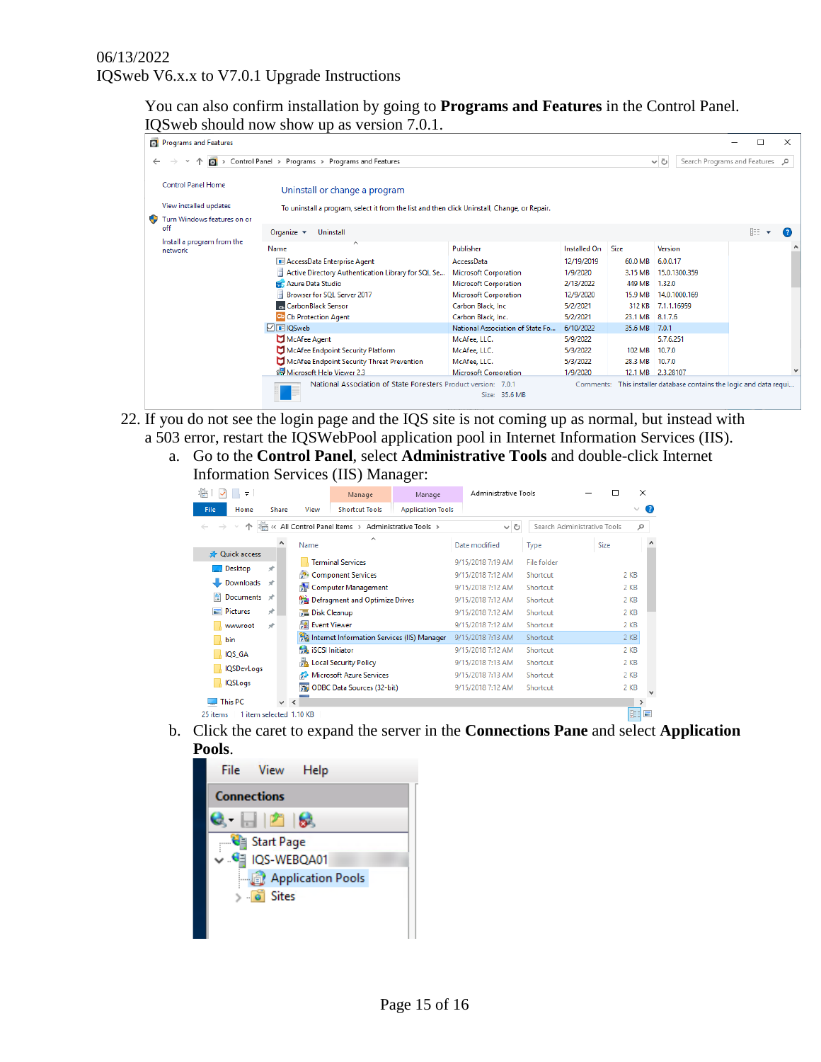You can also confirm installation by going to **Programs and Features** in the Control Panel. IQSweb should now show up as version 7.0.1.

22. If you do not see the login page and the IQS site is not coming up as normal, but instead with a 503 error, restart the IQSWebPool application pool in Internet Information Services (IIS).
    a. Go to the **Control Panel**, select **Administrative Tools** and double-click Internet Information Services (IIS) Manager:
    b. Click the caret to expand the server in the **Connections Pane** and select **Application Pools**.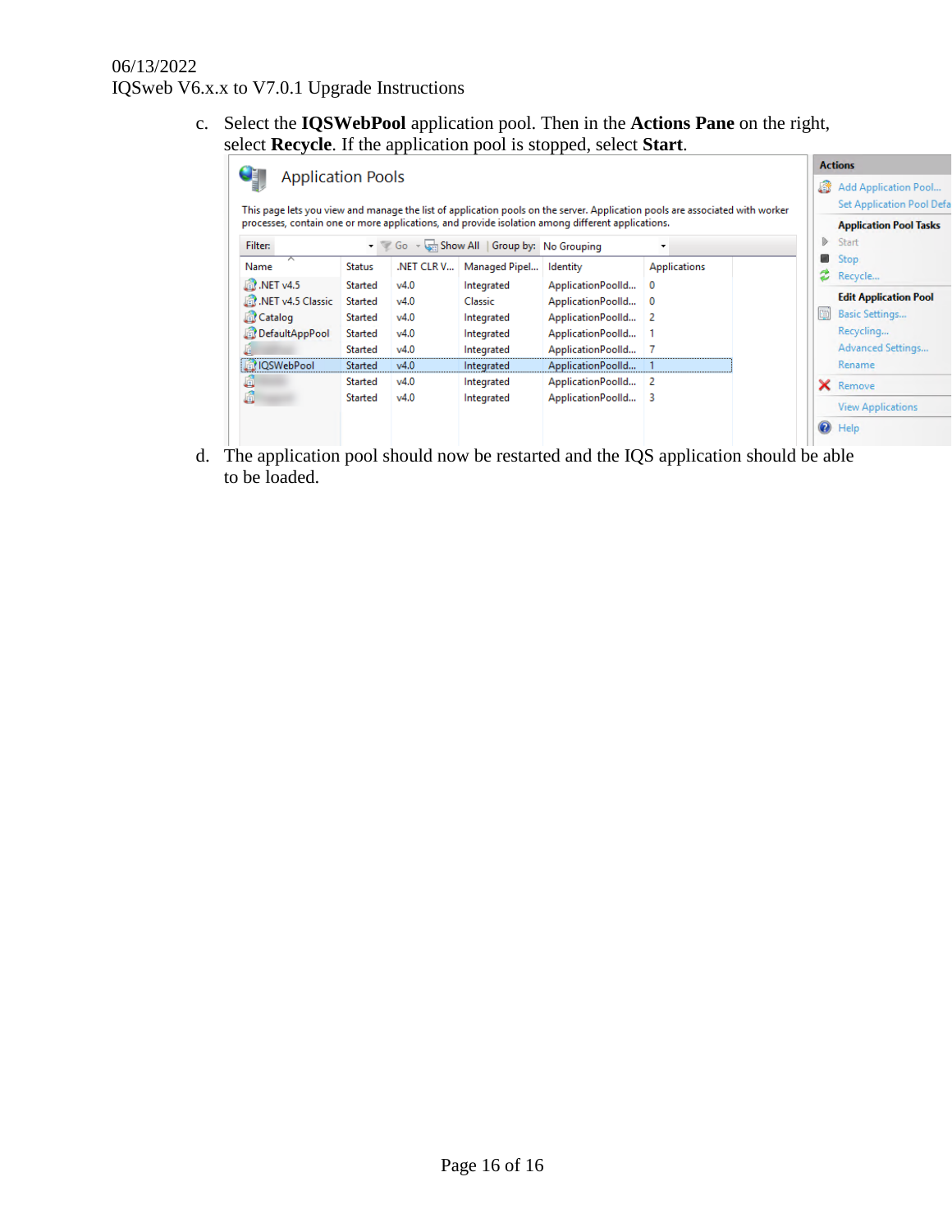c. Select the **IQSWebPool** application pool. Then in the **Actions Pane** on the right, select **Recycle**. If the application pool is stopped, select **Start**.

d. The application pool should now be restarted and the IQS application should be able to be loaded.